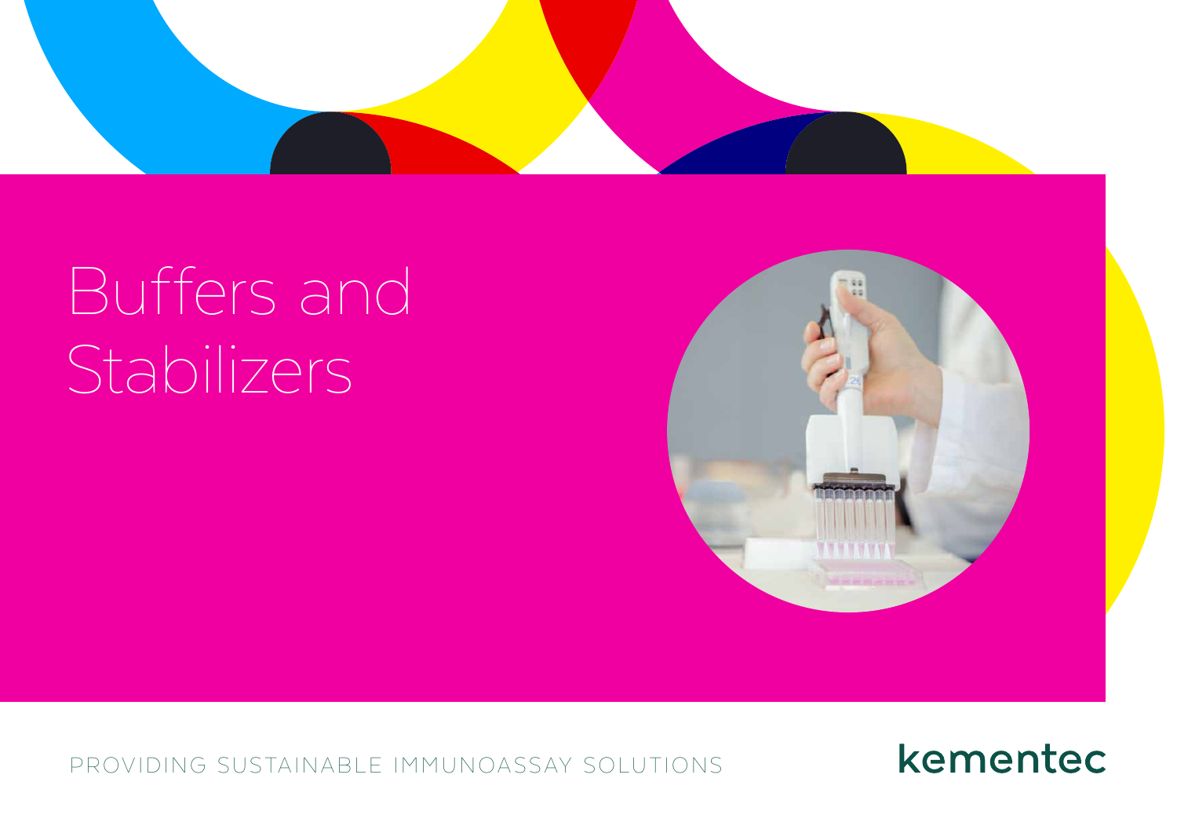# Buffers and Stabilizers

PROVIDING SUSTAINABLE IMMUNOASSAY SOLUTIONS

kementec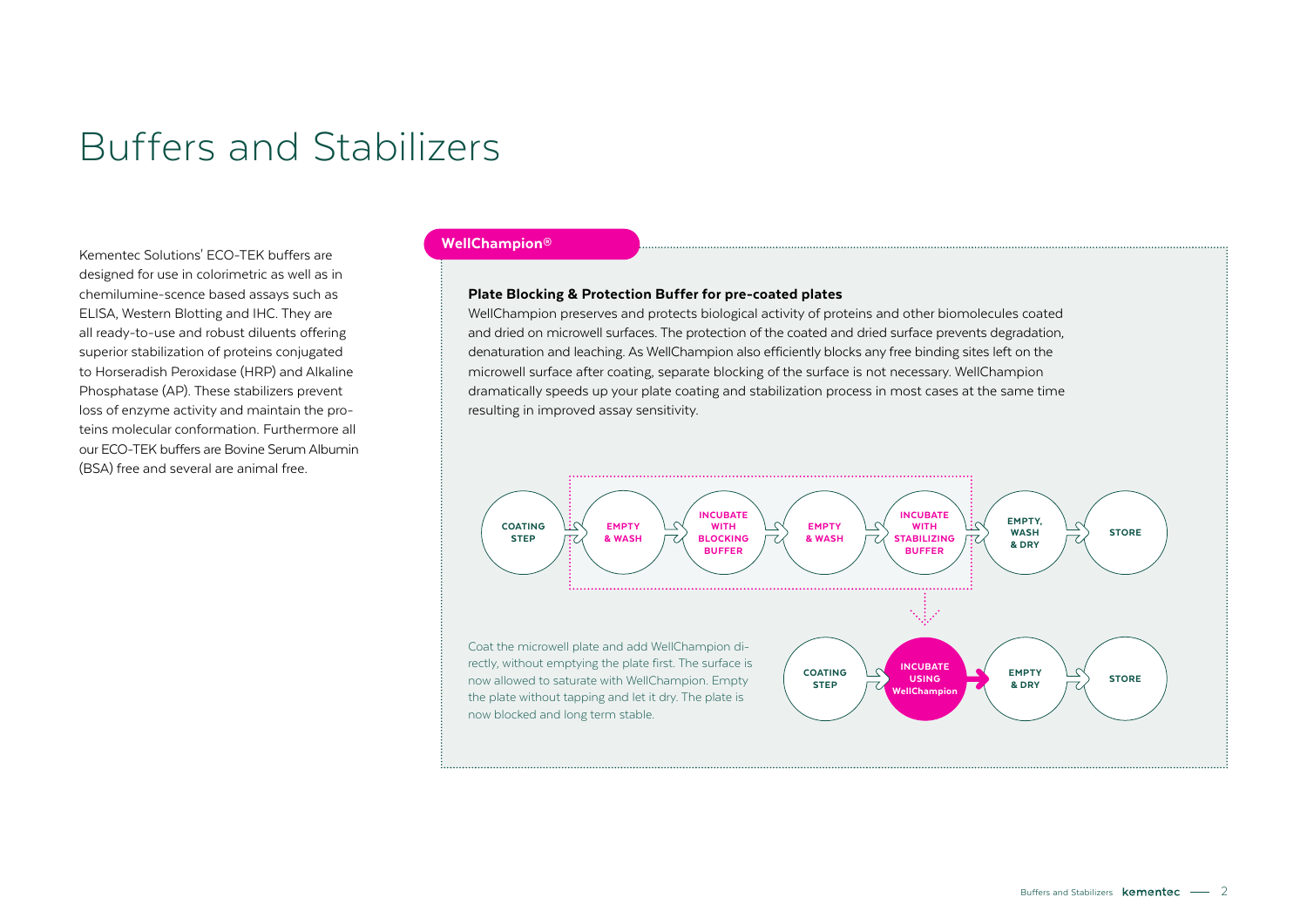# Buffers and Stabilizers

Kementec Solutions' ECO-TEK buffers are designed for use in colorimetric as well as in chemilumine-scence based assays such as ELISA, Western Blotting and IHC. They are all ready-to-use and robust diluents offering superior stabilization of proteins conjugated to Horseradish Peroxidase (HRP) and Alkaline Phosphatase (AP). These stabilizers prevent loss of enzyme activity and maintain the proteins molecular conformation. Furthermore all our ECO-TEK buffers are Bovine Serum Albumin (BSA) free and several are animal free.

## WellChampion®

**Plate Blocking & Protection Buffer for pre-coated plates**

WellChampion preserves and protects biological activity of proteins and other biomolecules coated and dried on microwell surfaces. The protection of the coated and dried surface prevents degradation, denaturation and leaching. As WellChampion also efficiently blocks any free binding sites left on the microwell surface after coating, separate blocking of the surface is not necessary. WellChampion dramatically speeds up your plate coating and stabilization process in most cases at the same time resulting in improved assay sensitivity.

COATING STEP → EMPTY & WASH → INCUBATE WITH BLOCKING BUFFER → EMPTY & WASH → INCUBATE WITH STABILIZING BUFFER → EMPTY, WASH & DRY → STORE

COATING STEP → INCUBATE USING WellChampion → EMPTY & DRY → STORE

Coat the microwell plate and add WellChampion directly, without emptying the plate first. The surface is now allowed to saturate with WellChampion. Empty the plate without tapping and let it dry. The plate is now blocked and long term stable.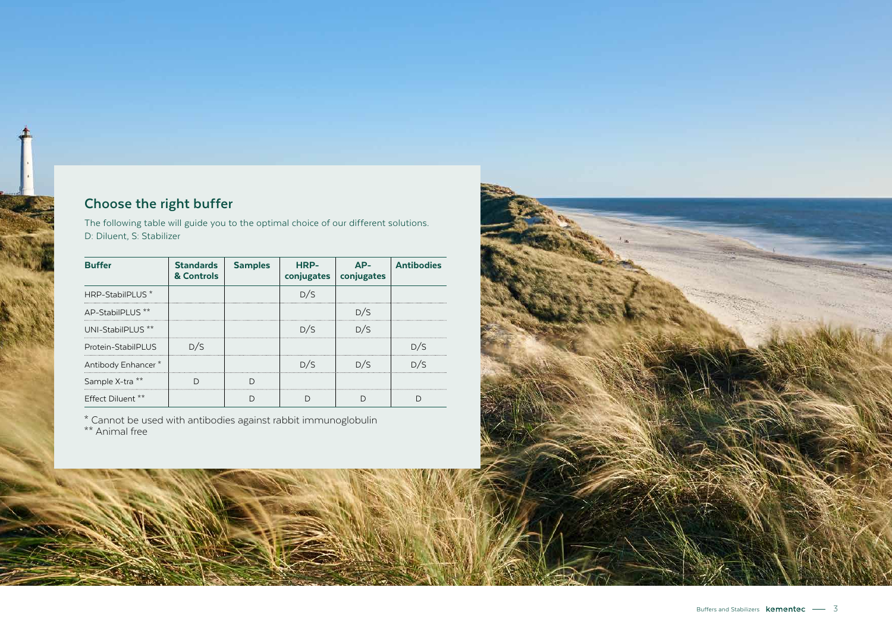## Choose the right buffer

The following table will guide you to the optimal choice of our different solutions.
D: Diluent, S: Stabilizer

| Buffer | Standards & Controls | Samples | HRP-conjugates | AP-conjugates | Antibodies |
|---|---|---|---|---|---|
| HRP-StabilPLUS * | | | D/S | | |
| AP-StabilPLUS ** | | | | D/S | |
| UNI-StabilPLUS ** | | | D/S | D/S | |
| Protein-StabilPLUS | D/S | | | | D/S |
| Antibody Enhancer * | | | D/S | D/S | D/S |
| Sample X-tra ** | D | D | | | |
| Effect Diluent ** | | D | D | D | D |

* Cannot be used with antibodies against rabbit immunoglobulin
** Animal free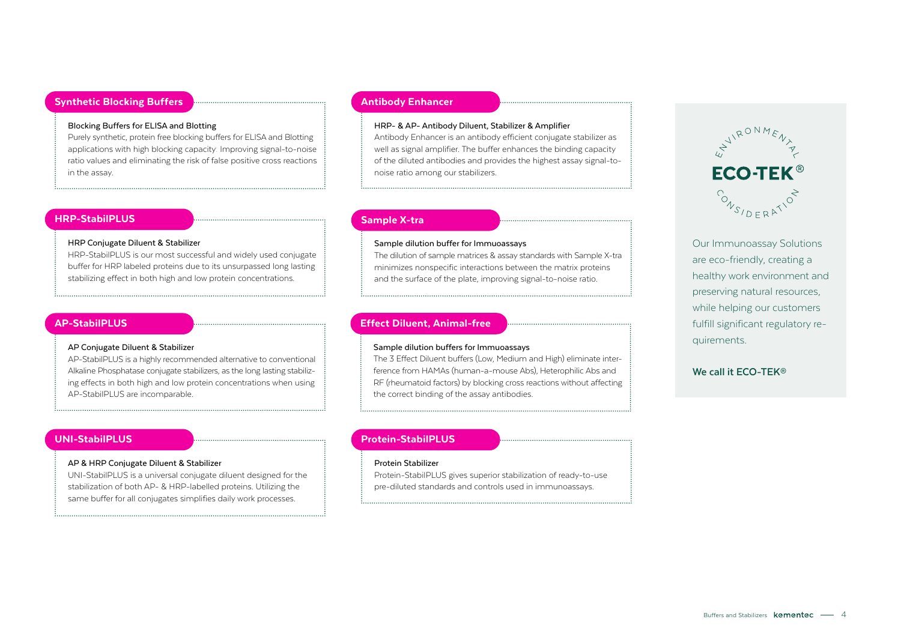## Synthetic Blocking Buffers

**Blocking Buffers for ELISA and Blotting**

Purely synthetic, protein free blocking buffers for ELISA and Blotting applications with high blocking capacity. Improving signal-to-noise ratio values and eliminating the risk of false positive cross reactions in the assay.

## HRP-StabilPLUS

**HRP Conjugate Diluent & Stabilizer**

HRP-StabilPLUS is our most successful and widely used conjugate buffer for HRP labeled proteins due to its unsurpassed long lasting stabilizing effect in both high and low protein concentrations.

## AP-StabilPLUS

**AP Conjugate Diluent & Stabilizer**

AP-StabilPLUS is a highly recommended alternative to conventional Alkaline Phosphatase conjugate stabilizers, as the long lasting stabilizing effects in both high and low protein concentrations when using AP-StabilPLUS are incomparable.

## UNI-StabilPLUS

**AP & HRP Conjugate Diluent & Stabilizer**

UNI-StabilPLUS is a universal conjugate diluent designed for the stabilization of both AP- & HRP-labelled proteins. Utilizing the same buffer for all conjugates simplifies daily work processes.

## Antibody Enhancer

**HRP- & AP- Antibody Diluent, Stabilizer & Amplifier**

Antibody Enhancer is an antibody efficient conjugate stabilizer as well as signal amplifier. The buffer enhances the binding capacity of the diluted antibodies and provides the highest assay signal-to-noise ratio among our stabilizers.

## Sample X-tra

**Sample dilution buffer for Immuoassays**

The dilution of sample matrices & assay standards with Sample X-tra minimizes nonspecific interactions between the matrix proteins and the surface of the plate, improving signal-to-noise ratio.

## Effect Diluent, Animal-free

**Sample dilution buffers for Immuoassays**

The 3 Effect Diluent buffers (Low, Medium and High) eliminate interference from HAMAs (human-a-mouse Abs), Heterophilic Abs and RF (rheumatoid factors) by blocking cross reactions without affecting the correct binding of the assay antibodies.

## Protein-StabilPLUS

**Protein Stabilizer**

Protein-StabilPLUS gives superior stabilization of ready-to-use pre-diluted standards and controls used in immunoassays.

---

ENVIRONMENTAL **ECO-TEK®** CONSIDERATION

Our Immunoassay Solutions are eco-friendly, creating a healthy work environment and preserving natural resources, while helping our customers fulfill significant regulatory requirements.

**We call it ECO-TEK®**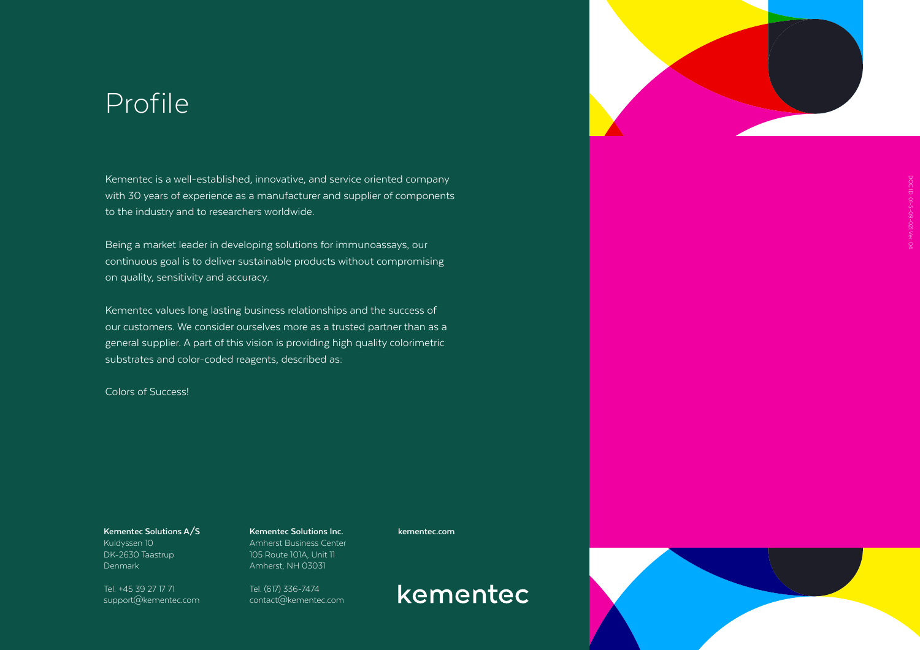# Profile

Kementec is a well-established, innovative, and service oriented company with 30 years of experience as a manufacturer and supplier of components to the industry and to researchers worldwide.

Being a market leader in developing solutions for immunoassays, our continuous goal is to deliver sustainable products without compromising on quality, sensitivity and accuracy.

Kementec values long lasting business relationships and the success of our customers. We consider ourselves more as a trusted partner than as a general supplier. A part of this vision is providing high quality colorimetric substrates and color-coded reagents, described as:

Colors of Success!

**Kementec Solutions A/S**
Kuldyssen 10
DK-2630 Taastrup
Denmark

Tel. +45 39 27 17 71
support@kementec.com

**Kementec Solutions Inc.**
Amherst Business Center
105 Route 101A, Unit 11
Amherst, NH 03031

Tel. (617) 336-7474
contact@kementec.com

**kementec.com**

kementec

DOC ID 01-5-09-021 Ver. 04